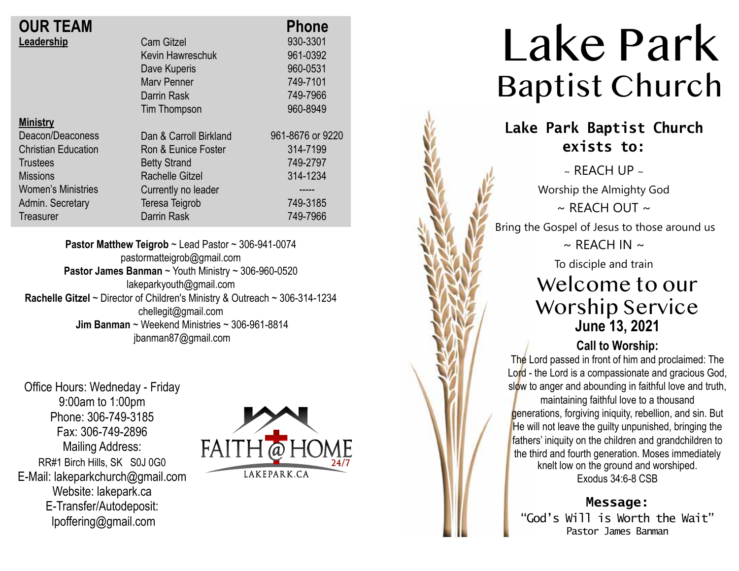## OUR TEAM

| | | Phone |
|---|---|---|
| **Leadership** | Cam Gitzel | 930-3301 |
| | Kevin Hawreschuk | 961-0392 |
| | Dave Kuperis | 960-0531 |
| | Marv Penner | 749-7101 |
| | Darrin Rask | 749-7966 |
| | Tim Thompson | 960-8949 |
| **Ministry** | | |
| Deacon/Deaconess | Dan & Carroll Birkland | 961-8676 or 9220 |
| Christian Education | Ron & Eunice Foster | 314-7199 |
| Trustees | Betty Strand | 749-2797 |
| Missions | Rachelle Gitzel | 314-1234 |
| Women's Ministries | Currently no leader | ----- |
| Admin. Secretary | Teresa Teigrob | 749-3185 |
| Treasurer | Darrin Rask | 749-7966 |

**Pastor Matthew Teigrob** ~ Lead Pastor ~ 306-941-0074
pastormatteigrob@gmail.com
**Pastor James Banman** ~ Youth Ministry ~ 306-960-0520
lakeparkyouth@gmail.com
**Rachelle Gitzel** ~ Director of Children's Ministry & Outreach ~ 306-314-1234
chellegit@gmail.com
**Jim Banman** ~ Weekend Ministries ~ 306-961-8814
jbanman87@gmail.com

Office Hours: Wedneday - Friday
9:00am to 1:00pm
Phone: 306-749-3185
Fax: 306-749-2896
Mailing Address:
RR#1 Birch Hills, SK S0J 0G0
E-Mail: lakeparkchurch@gmail.com
Website: lakepark.ca
E-Transfer/Autodeposit:
lpoffering@gmail.com

FAITH @ HOME 24/7
LAKEPARK.CA

# Lake Park Baptist Church

**Lake Park Baptist Church exists to:**

~ REACH UP ~
Worship the Almighty God
~ REACH OUT ~
Bring the Gospel of Jesus to those around us
~ REACH IN ~
To disciple and train

## Welcome to our Worship Service
**June 13, 2021**

**Call to Worship:**
The Lord passed in front of him and proclaimed: The Lord - the Lord is a compassionate and gracious God, slow to anger and abounding in faithful love and truth, maintaining faithful love to a thousand generations, forgiving iniquity, rebellion, and sin. But He will not leave the guilty unpunished, bringing the fathers' iniquity on the children and grandchildren to the third and fourth generation. Moses immediately knelt low on the ground and worshiped.
Exodus 34:6-8 CSB

**Message:**
"God's Will is Worth the Wait"
Pastor James Banman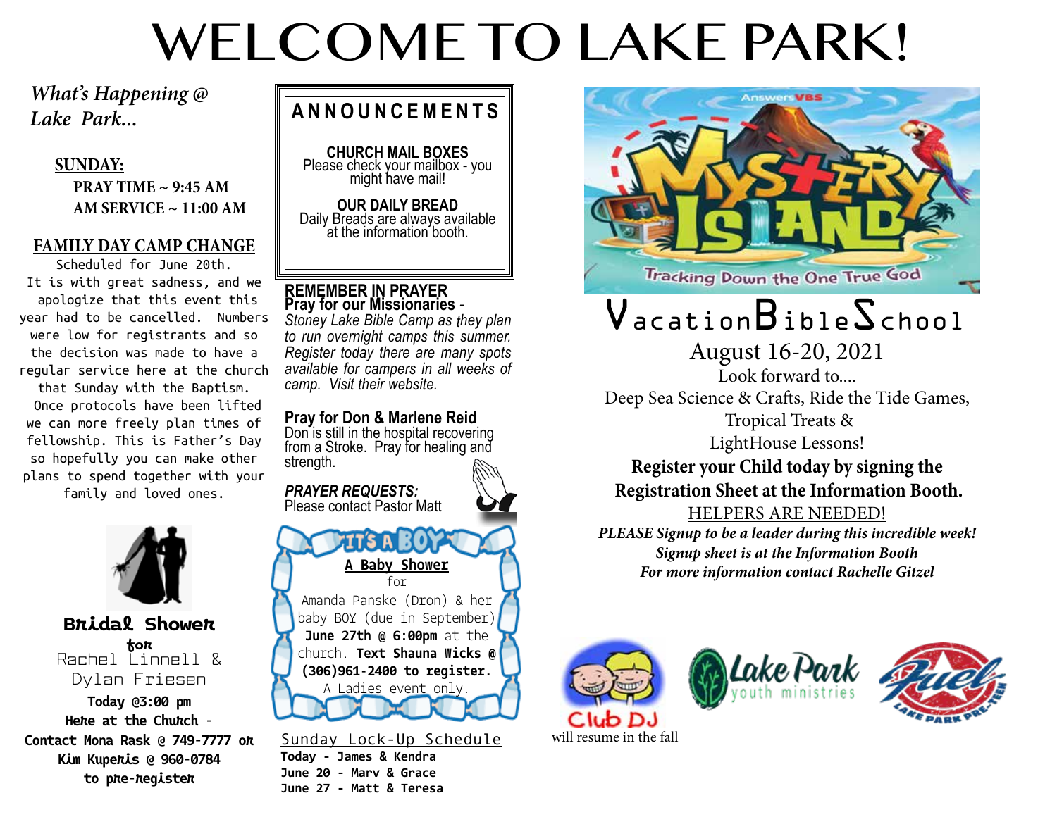# WELCOME TO LAKE PARK!

*What's Happening @ Lake Park...*

**SUNDAY:**

**PRAY TIME ~ 9:45 AM**

**AM SERVICE ~ 11:00 AM**

**FAMILY DAY CAMP CHANGE**

Scheduled for June 20th. It is with great sadness, and we apologize that this event this year had to be cancelled. Numbers were low for registrants and so the decision was made to have a regular service here at the church that Sunday with the Baptism. Once protocols have been lifted we can more freely plan times of fellowship. This is Father's Day so hopefully you can make other plans to spend together with your family and loved ones.

**Bridal Shower**

**for**

Rachel Linnell & Dylan Friesen

**Today @3:00 pm**

**Here at the Church - Contact Mona Rask @ 749-7777 or Kim Kuperis @ 960-0784 to pre-register**

## ANNOUNCEMENTS

**CHURCH MAIL BOXES**
Please check your mailbox - you might have mail!

**OUR DAILY BREAD**
Daily Breads are always available at the information booth.

**REMEMBER IN PRAYER**

**Pray for our Missionaries** - *Stoney Lake Bible Camp as they plan to run overnight camps this summer. Register today there are many spots available for campers in all weeks of camp. Visit their website.*

**Pray for Don & Marlene Reid**
Don is still in the hospital recovering from a Stroke. Pray for healing and strength.

***PRAYER REQUESTS:***
Please contact Pastor Matt

IT'S A BOY

**A Baby Shower**

for

Amanda Panske (Dron) & her baby BOY (due in September) **June 27th @ 6:00pm** at the church. **Text Shauna Wicks @ (306)961-2400 to register.** A Ladies event only.

Sunday Lock-Up Schedule

**Today - James & Kendra**
**June 20 - Marv & Grace**
**June 27 - Matt & Teresa**

Answers VBS
MYSTERY ISLAND
Tracking Down the One True God

## Vacation Bible School

August 16-20, 2021

Look forward to....

Deep Sea Science & Crafts, Ride the Tide Games, Tropical Treats & LightHouse Lessons!

**Register your Child today by signing the Registration Sheet at the Information Booth.**

HELPERS ARE NEEDED!

***PLEASE Signup to be a leader during this incredible week!***
***Signup sheet is at the Information Booth***
***For more information contact Rachelle Gitzel***

Club DJ will resume in the fall

Lake Park youth ministries

Fuel Lake Park Pre-Teen